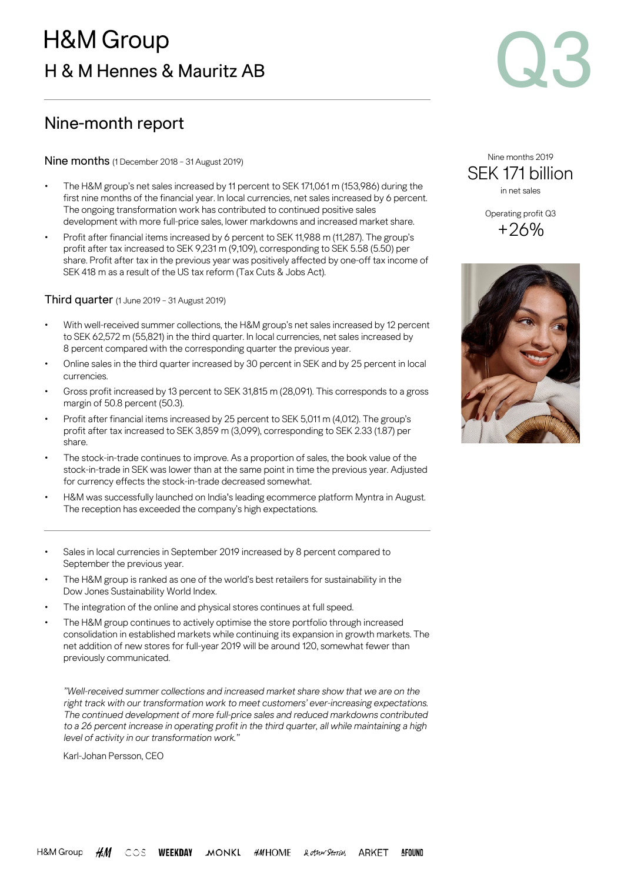# H&M Group

## H & M Hennes & Mauritz AB

Q3

## Nine-month report

Nine months 2019

SEK 171 billion

in net sales

Operating profit Q3

+26%

### Nine months (1 December 2018 – 31 August 2019)

- The H&M group's net sales increased by 11 percent to SEK 171,061 m (153,986) during the first nine months of the financial year. In local currencies, net sales increased by 6 percent. The ongoing transformation work has contributed to continued positive sales development with more full-price sales, lower markdowns and increased market share.
- Profit after financial items increased by 6 percent to SEK 11,988 m (11,287). The group's profit after tax increased to SEK 9,231 m (9,109), corresponding to SEK 5.58 (5.50) per share. Profit after tax in the previous year was positively affected by one-off tax income of SEK 418 m as a result of the US tax reform (Tax Cuts & Jobs Act).

### Third quarter (1 June 2019 – 31 August 2019)

- With well-received summer collections, the H&M group's net sales increased by 12 percent to SEK 62,572 m (55,821) in the third quarter. In local currencies, net sales increased by 8 percent compared with the corresponding quarter the previous year.
- Online sales in the third quarter increased by 30 percent in SEK and by 25 percent in local currencies.
- Gross profit increased by 13 percent to SEK 31,815 m (28,091). This corresponds to a gross margin of 50.8 percent (50.3).
- Profit after financial items increased by 25 percent to SEK 5,011 m (4,012). The group's profit after tax increased to SEK 3,859 m (3,099), corresponding to SEK 2.33 (1.87) per share.
- The stock-in-trade continues to improve. As a proportion of sales, the book value of the stock-in-trade in SEK was lower than at the same point in time the previous year. Adjusted for currency effects the stock-in-trade decreased somewhat.
- H&M was successfully launched on India's leading ecommerce platform Myntra in August. The reception has exceeded the company's high expectations.

---

- Sales in local currencies in September 2019 increased by 8 percent compared to September the previous year.
- The H&M group is ranked as one of the world's best retailers for sustainability in the Dow Jones Sustainability World Index.
- The integration of the online and physical stores continues at full speed.
- The H&M group continues to actively optimise the store portfolio through increased consolidation in established markets while continuing its expansion in growth markets. The net addition of new stores for full-year 2019 will be around 120, somewhat fewer than previously communicated.

*"Well-received summer collections and increased market share show that we are on the right track with our transformation work to meet customers' ever-increasing expectations. The continued development of more full-price sales and reduced markdowns contributed to a 26 percent increase in operating profit in the third quarter, all while maintaining a high level of activity in our transformation work."*

Karl-Johan Persson, CEO

H&M Group H&M COS WEEKDAY MONKI H&M HOME & other Stories ARKET AFOUND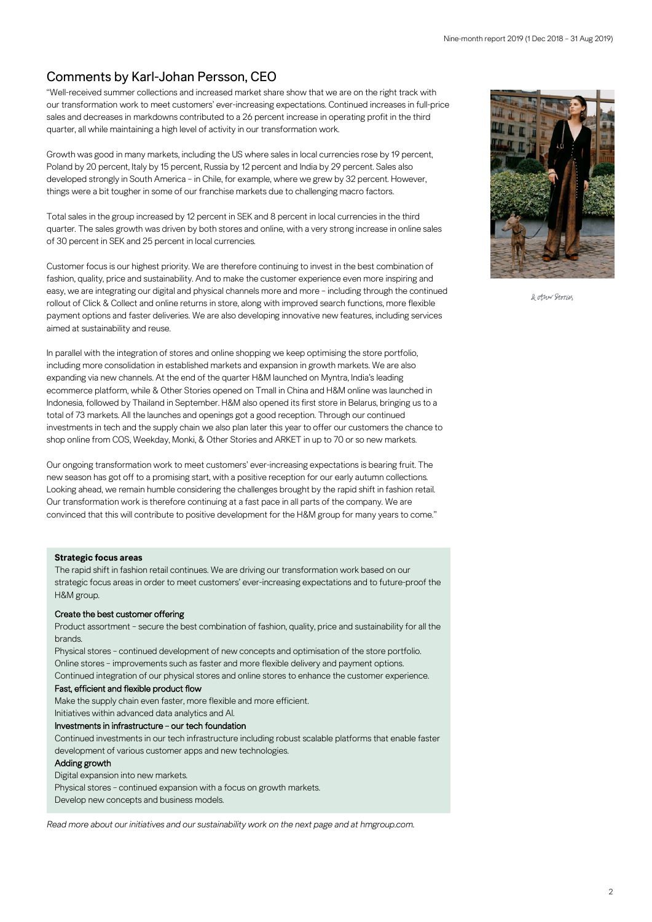## Comments by Karl-Johan Persson, CEO

"Well-received summer collections and increased market share show that we are on the right track with our transformation work to meet customers' ever-increasing expectations. Continued increases in full-price sales and decreases in markdowns contributed to a 26 percent increase in operating profit in the third quarter, all while maintaining a high level of activity in our transformation work.

Growth was good in many markets, including the US where sales in local currencies rose by 19 percent, Poland by 20 percent, Italy by 15 percent, Russia by 12 percent and India by 29 percent. Sales also developed strongly in South America – in Chile, for example, where we grew by 32 percent. However, things were a bit tougher in some of our franchise markets due to challenging macro factors.

Total sales in the group increased by 12 percent in SEK and 8 percent in local currencies in the third quarter. The sales growth was driven by both stores and online, with a very strong increase in online sales of 30 percent in SEK and 25 percent in local currencies.

Customer focus is our highest priority. We are therefore continuing to invest in the best combination of fashion, quality, price and sustainability. And to make the customer experience even more inspiring and easy, we are integrating our digital and physical channels more and more – including through the continued rollout of Click & Collect and online returns in store, along with improved search functions, more flexible payment options and faster deliveries. We are also developing innovative new features, including services aimed at sustainability and reuse.

In parallel with the integration of stores and online shopping we keep optimising the store portfolio, including more consolidation in established markets and expansion in growth markets. We are also expanding via new channels. At the end of the quarter H&M launched on Myntra, India's leading ecommerce platform, while & Other Stories opened on Tmall in China and H&M online was launched in Indonesia, followed by Thailand in September. H&M also opened its first store in Belarus, bringing us to a total of 73 markets. All the launches and openings got a good reception. Through our continued investments in tech and the supply chain we also plan later this year to offer our customers the chance to shop online from COS, Weekday, Monki, & Other Stories and ARKET in up to 70 or so new markets.

Our ongoing transformation work to meet customers' ever-increasing expectations is bearing fruit. The new season has got off to a promising start, with a positive reception for our early autumn collections. Looking ahead, we remain humble considering the challenges brought by the rapid shift in fashion retail. Our transformation work is therefore continuing at a fast pace in all parts of the company. We are convinced that this will contribute to positive development for the H&M group for many years to come."

& Other Stories

**Strategic focus areas**

The rapid shift in fashion retail continues. We are driving our transformation work based on our strategic focus areas in order to meet customers' ever-increasing expectations and to future-proof the H&M group.

Create the best customer offering

Product assortment – secure the best combination of fashion, quality, price and sustainability for all the brands.
Physical stores – continued development of new concepts and optimisation of the store portfolio.
Online stores – improvements such as faster and more flexible delivery and payment options.
Continued integration of our physical stores and online stores to enhance the customer experience.

Fast, efficient and flexible product flow

Make the supply chain even faster, more flexible and more efficient.
Initiatives within advanced data analytics and AI.

Investments in infrastructure – our tech foundation

Continued investments in our tech infrastructure including robust scalable platforms that enable faster development of various customer apps and new technologies.

Adding growth

Digital expansion into new markets.
Physical stores – continued expansion with a focus on growth markets.
Develop new concepts and business models.

*Read more about our initiatives and our sustainability work on the next page and at hmgroup.com.*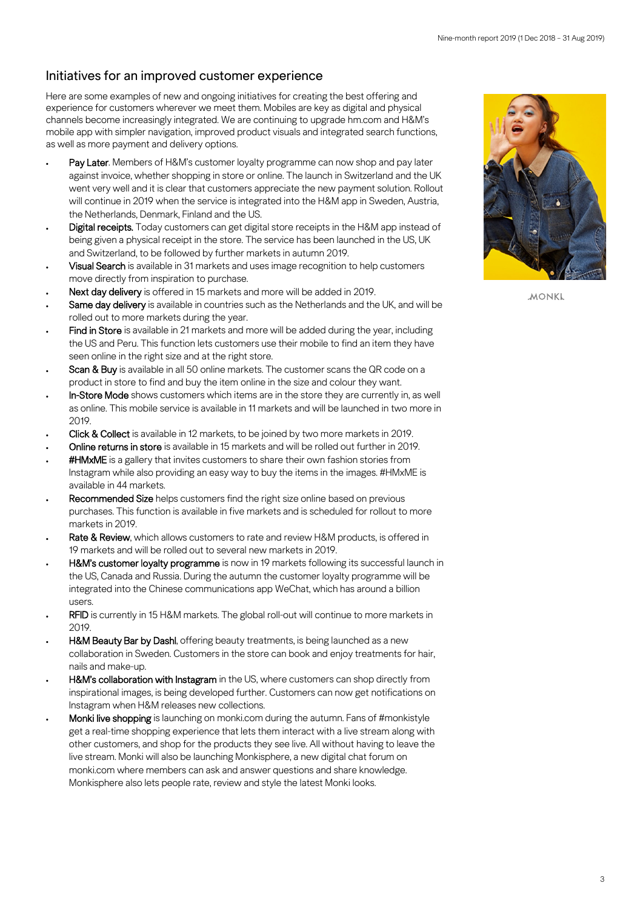## Initiatives for an improved customer experience

Here are some examples of new and ongoing initiatives for creating the best offering and experience for customers wherever we meet them. Mobiles are key as digital and physical channels become increasingly integrated. We are continuing to upgrade hm.com and H&M's mobile app with simpler navigation, improved product visuals and integrated search functions, as well as more payment and delivery options.

- **Pay Later**. Members of H&M's customer loyalty programme can now shop and pay later against invoice, whether shopping in store or online. The launch in Switzerland and the UK went very well and it is clear that customers appreciate the new payment solution. Rollout will continue in 2019 when the service is integrated into the H&M app in Sweden, Austria, the Netherlands, Denmark, Finland and the US.
- **Digital receipts.** Today customers can get digital store receipts in the H&M app instead of being given a physical receipt in the store. The service has been launched in the US, UK and Switzerland, to be followed by further markets in autumn 2019.
- **Visual Search** is available in 31 markets and uses image recognition to help customers move directly from inspiration to purchase.
- **Next day delivery** is offered in 15 markets and more will be added in 2019.
- **Same day delivery** is available in countries such as the Netherlands and the UK, and will be rolled out to more markets during the year.
- **Find in Store** is available in 21 markets and more will be added during the year, including the US and Peru. This function lets customers use their mobile to find an item they have seen online in the right size and at the right store.
- **Scan & Buy** is available in all 50 online markets. The customer scans the QR code on a product in store to find and buy the item online in the size and colour they want.
- **In-Store Mode** shows customers which items are in the store they are currently in, as well as online. This mobile service is available in 11 markets and will be launched in two more in 2019.
- **Click & Collect** is available in 12 markets, to be joined by two more markets in 2019.
- **Online returns in store** is available in 15 markets and will be rolled out further in 2019.
- **#HMxME** is a gallery that invites customers to share their own fashion stories from Instagram while also providing an easy way to buy the items in the images. #HMxME is available in 44 markets.
- **Recommended Size** helps customers find the right size online based on previous purchases. This function is available in five markets and is scheduled for rollout to more markets in 2019.
- **Rate & Review**, which allows customers to rate and review H&M products, is offered in 19 markets and will be rolled out to several new markets in 2019.
- **H&M's customer loyalty programme** is now in 19 markets following its successful launch in the US, Canada and Russia. During the autumn the customer loyalty programme will be integrated into the Chinese communications app WeChat, which has around a billion users.
- **RFID** is currently in 15 H&M markets. The global roll-out will continue to more markets in 2019.
- **H&M Beauty Bar by Dashl**, offering beauty treatments, is being launched as a new collaboration in Sweden. Customers in the store can book and enjoy treatments for hair, nails and make-up.
- **H&M's collaboration with Instagram** in the US, where customers can shop directly from inspirational images, is being developed further. Customers can now get notifications on Instagram when H&M releases new collections.
- **Monki live shopping** is launching on monki.com during the autumn. Fans of #monkistyle get a real-time shopping experience that lets them interact with a live stream along with other customers, and shop for the products they see live. All without having to leave the live stream. Monki will also be launching Monkisphere, a new digital chat forum on monki.com where members can ask and answer questions and share knowledge. Monkisphere also lets people rate, review and style the latest Monki looks.

MONKI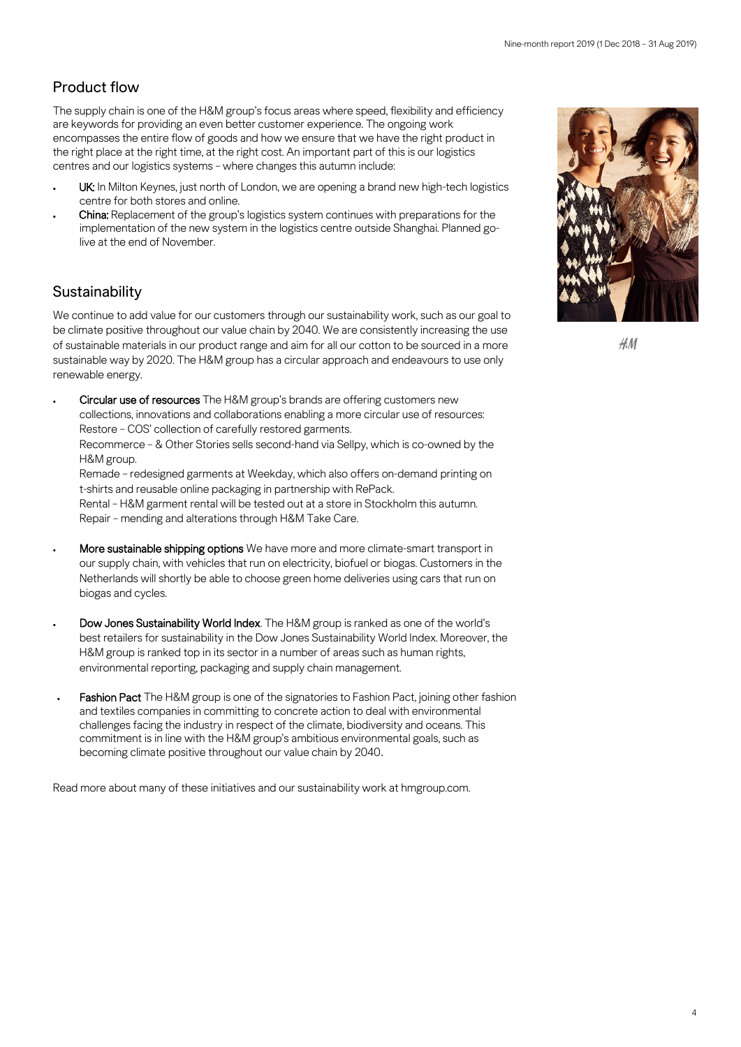## Product flow

The supply chain is one of the H&M group's focus areas where speed, flexibility and efficiency are keywords for providing an even better customer experience. The ongoing work encompasses the entire flow of goods and how we ensure that we have the right product in the right place at the right time, at the right cost. An important part of this is our logistics centres and our logistics systems – where changes this autumn include:

- **UK:** In Milton Keynes, just north of London, we are opening a brand new high-tech logistics centre for both stores and online.
- **China:** Replacement of the group's logistics system continues with preparations for the implementation of the new system in the logistics centre outside Shanghai. Planned go-live at the end of November.

## Sustainability

We continue to add value for our customers through our sustainability work, such as our goal to be climate positive throughout our value chain by 2040. We are consistently increasing the use of sustainable materials in our product range and aim for all our cotton to be sourced in a more sustainable way by 2020. The H&M group has a circular approach and endeavours to use only renewable energy.

- **Circular use of resources** The H&M group's brands are offering customers new collections, innovations and collaborations enabling a more circular use of resources:
  Restore – COS' collection of carefully restored garments.
  Recommerce – & Other Stories sells second-hand via Sellpy, which is co-owned by the H&M group.
  Remade – redesigned garments at Weekday, which also offers on-demand printing on t-shirts and reusable online packaging in partnership with RePack.
  Rental – H&M garment rental will be tested out at a store in Stockholm this autumn.
  Repair – mending and alterations through H&M Take Care.

- **More sustainable shipping options** We have more and more climate-smart transport in our supply chain, with vehicles that run on electricity, biofuel or biogas. Customers in the Netherlands will shortly be able to choose green home deliveries using cars that run on biogas and cycles.

- **Dow Jones Sustainability World Index**. The H&M group is ranked as one of the world's best retailers for sustainability in the Dow Jones Sustainability World Index. Moreover, the H&M group is ranked top in its sector in a number of areas such as human rights, environmental reporting, packaging and supply chain management.

- **Fashion Pact** The H&M group is one of the signatories to Fashion Pact, joining other fashion and textiles companies in committing to concrete action to deal with environmental challenges facing the industry in respect of the climate, biodiversity and oceans. This commitment is in line with the H&M group's ambitious environmental goals, such as becoming climate positive throughout our value chain by 2040.

Read more about many of these initiatives and our sustainability work at hmgroup.com.

H&M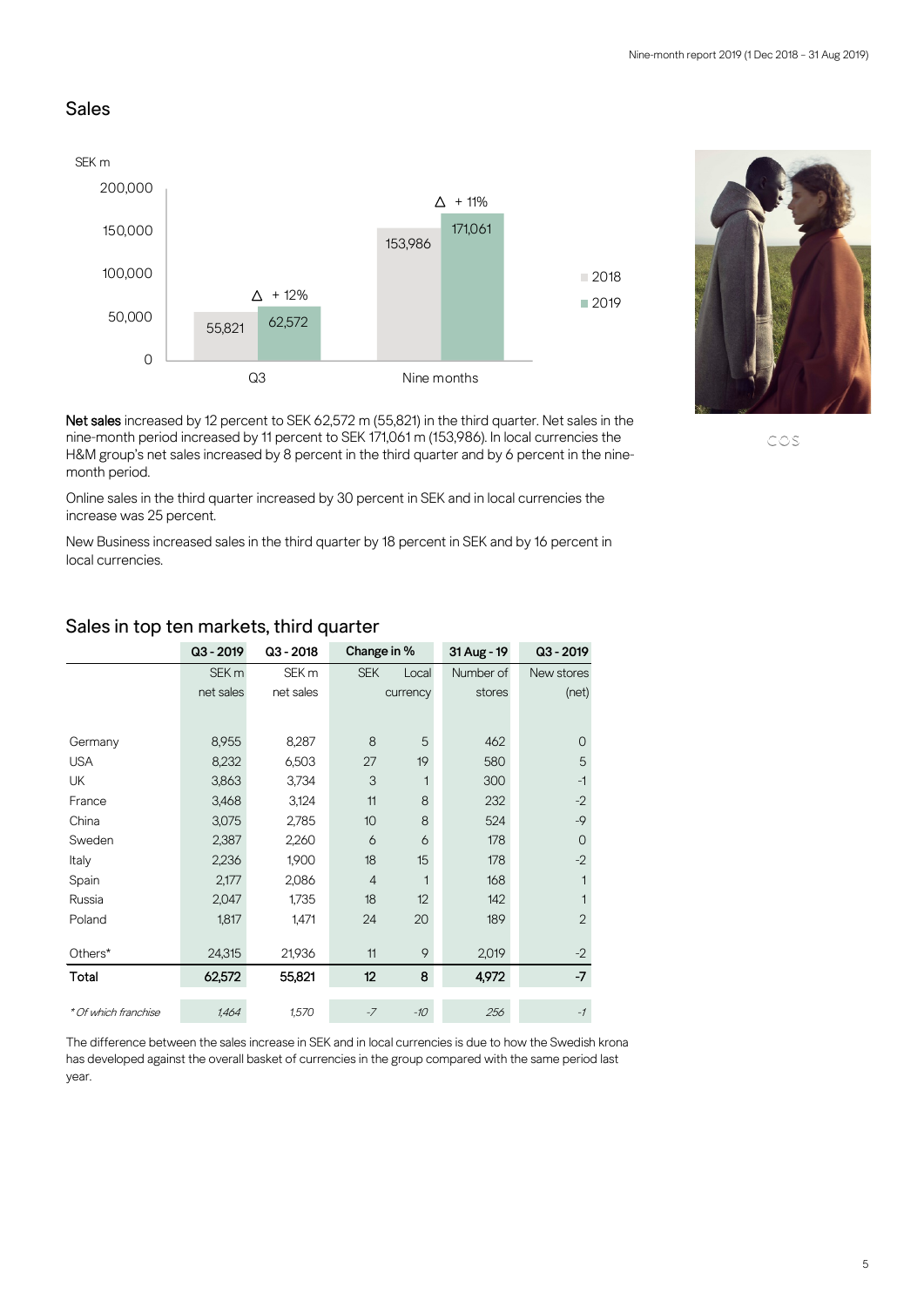## Sales

SEK m

| | 2018 | 2019 | Change |
|---|---|---|---|
| Q3 | 55,821 | 62,572 | + 12% |
| Nine months | 153,986 | 171,061 | + 11% |

COS

**Net sales** increased by 12 percent to SEK 62,572 m (55,821) in the third quarter. Net sales in the nine-month period increased by 11 percent to SEK 171,061 m (153,986). In local currencies the H&M group's net sales increased by 8 percent in the third quarter and by 6 percent in the nine-month period.

Online sales in the third quarter increased by 30 percent in SEK and in local currencies the increase was 25 percent.

New Business increased sales in the third quarter by 18 percent in SEK and by 16 percent in local currencies.

## Sales in top ten markets, third quarter

| | Q3 - 2019 | Q3 - 2018 | Change in % | | 31 Aug - 19 | Q3 - 2019 |
|---|---|---|---|---|---|---|
| | SEK m net sales | SEK m net sales | SEK | Local currency | Number of stores | New stores (net) |
| Germany | 8,955 | 8,287 | 8 | 5 | 462 | 0 |
| USA | 8,232 | 6,503 | 27 | 19 | 580 | 5 |
| UK | 3,863 | 3,734 | 3 | 1 | 300 | -1 |
| France | 3,468 | 3,124 | 11 | 8 | 232 | -2 |
| China | 3,075 | 2,785 | 10 | 8 | 524 | -9 |
| Sweden | 2,387 | 2,260 | 6 | 6 | 178 | 0 |
| Italy | 2,236 | 1,900 | 18 | 15 | 178 | -2 |
| Spain | 2,177 | 2,086 | 4 | 1 | 168 | 1 |
| Russia | 2,047 | 1,735 | 18 | 12 | 142 | 1 |
| Poland | 1,817 | 1,471 | 24 | 20 | 189 | 2 |
| Others* | 24,315 | 21,936 | 11 | 9 | 2,019 | -2 |
| **Total** | **62,572** | **55,821** | **12** | **8** | **4,972** | **-7** |
| *\* Of which franchise* | *1,464* | *1,570* | *-7* | *-10* | *256* | *-1* |

The difference between the sales increase in SEK and in local currencies is due to how the Swedish krona has developed against the overall basket of currencies in the group compared with the same period last year.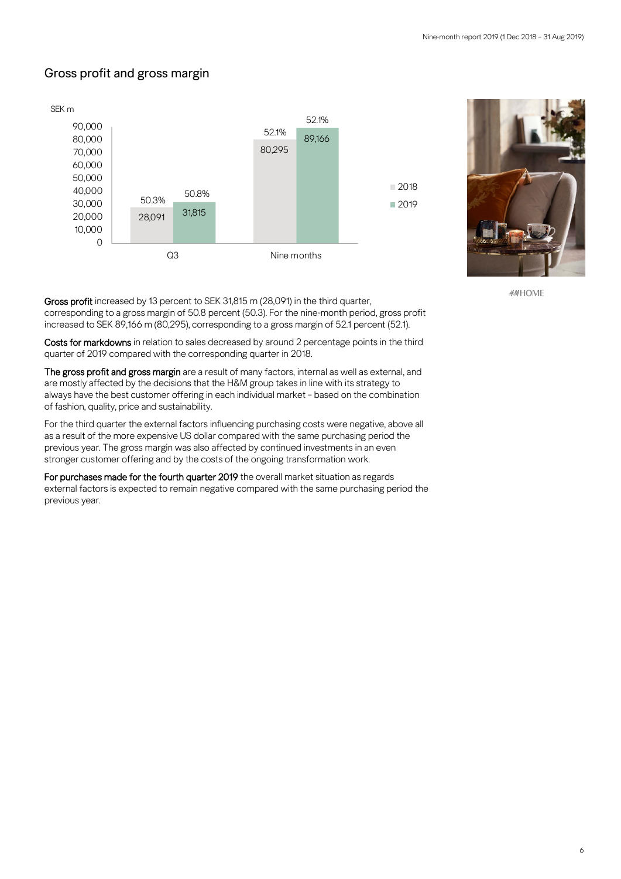## Gross profit and gross margin

SEK m

| | 2018 | 2019 |
|---|---|---|
| Q3 | 28,091 (50.3%) | 31,815 (50.8%) |
| Nine months | 80,295 (52.1%) | 89,166 (52.1%) |

H&M HOME

**Gross profit** increased by 13 percent to SEK 31,815 m (28,091) in the third quarter, corresponding to a gross margin of 50.8 percent (50.3). For the nine-month period, gross profit increased to SEK 89,166 m (80,295), corresponding to a gross margin of 52.1 percent (52.1).

**Costs for markdowns** in relation to sales decreased by around 2 percentage points in the third quarter of 2019 compared with the corresponding quarter in 2018.

**The gross profit and gross margin** are a result of many factors, internal as well as external, and are mostly affected by the decisions that the H&M group takes in line with its strategy to always have the best customer offering in each individual market – based on the combination of fashion, quality, price and sustainability.

For the third quarter the external factors influencing purchasing costs were negative, above all as a result of the more expensive US dollar compared with the same purchasing period the previous year. The gross margin was also affected by continued investments in an even stronger customer offering and by the costs of the ongoing transformation work.

**For purchases made for the fourth quarter 2019** the overall market situation as regards external factors is expected to remain negative compared with the same purchasing period the previous year.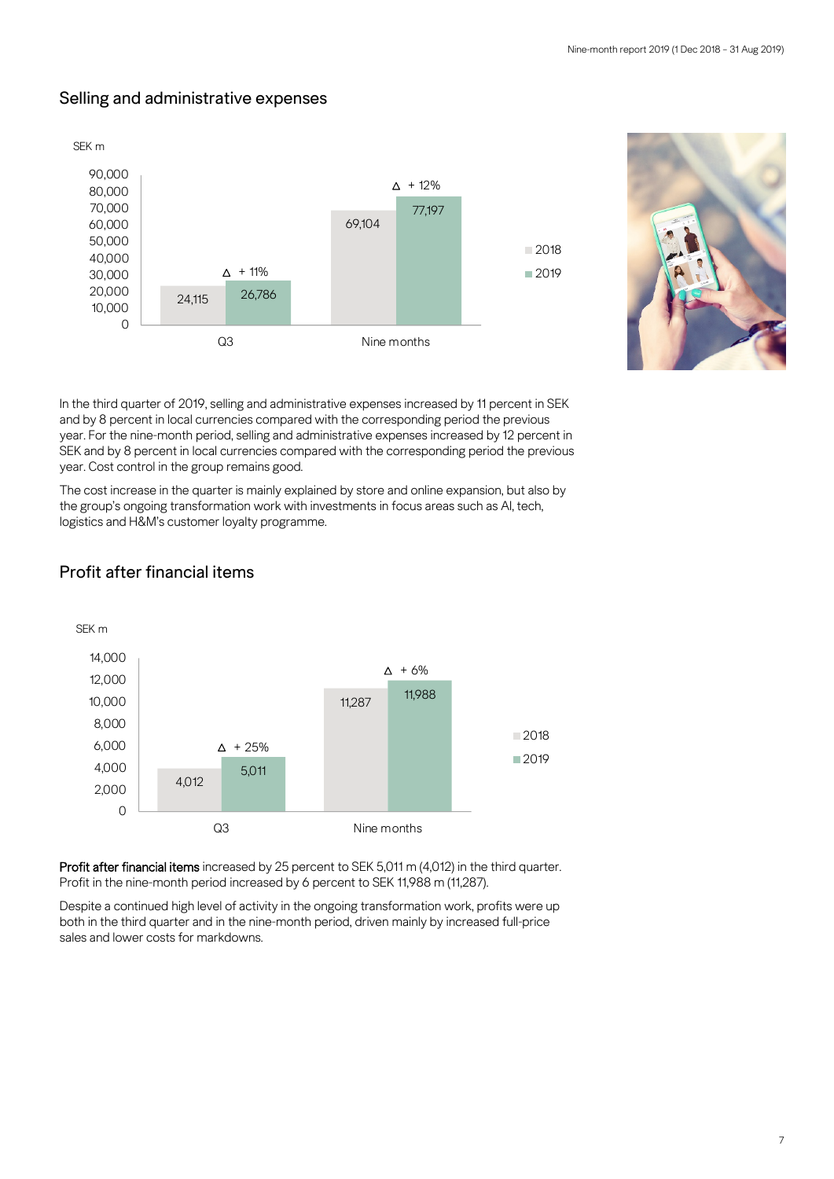## Selling and administrative expenses

SEK m

| | 2018 | 2019 | Δ |
|---|---|---|---|
| Q3 | 24,115 | 26,786 | + 11% |
| Nine months | 69,104 | 77,197 | + 12% |

In the third quarter of 2019, selling and administrative expenses increased by 11 percent in SEK and by 8 percent in local currencies compared with the corresponding period the previous year. For the nine-month period, selling and administrative expenses increased by 12 percent in SEK and by 8 percent in local currencies compared with the corresponding period the previous year. Cost control in the group remains good.

The cost increase in the quarter is mainly explained by store and online expansion, but also by the group's ongoing transformation work with investments in focus areas such as AI, tech, logistics and H&M's customer loyalty programme.

## Profit after financial items

SEK m

| | 2018 | 2019 | Δ |
|---|---|---|---|
| Q3 | 4,012 | 5,011 | + 25% |
| Nine months | 11,287 | 11,988 | + 6% |

**Profit after financial items** increased by 25 percent to SEK 5,011 m (4,012) in the third quarter. Profit in the nine-month period increased by 6 percent to SEK 11,988 m (11,287).

Despite a continued high level of activity in the ongoing transformation work, profits were up both in the third quarter and in the nine-month period, driven mainly by increased full-price sales and lower costs for markdowns.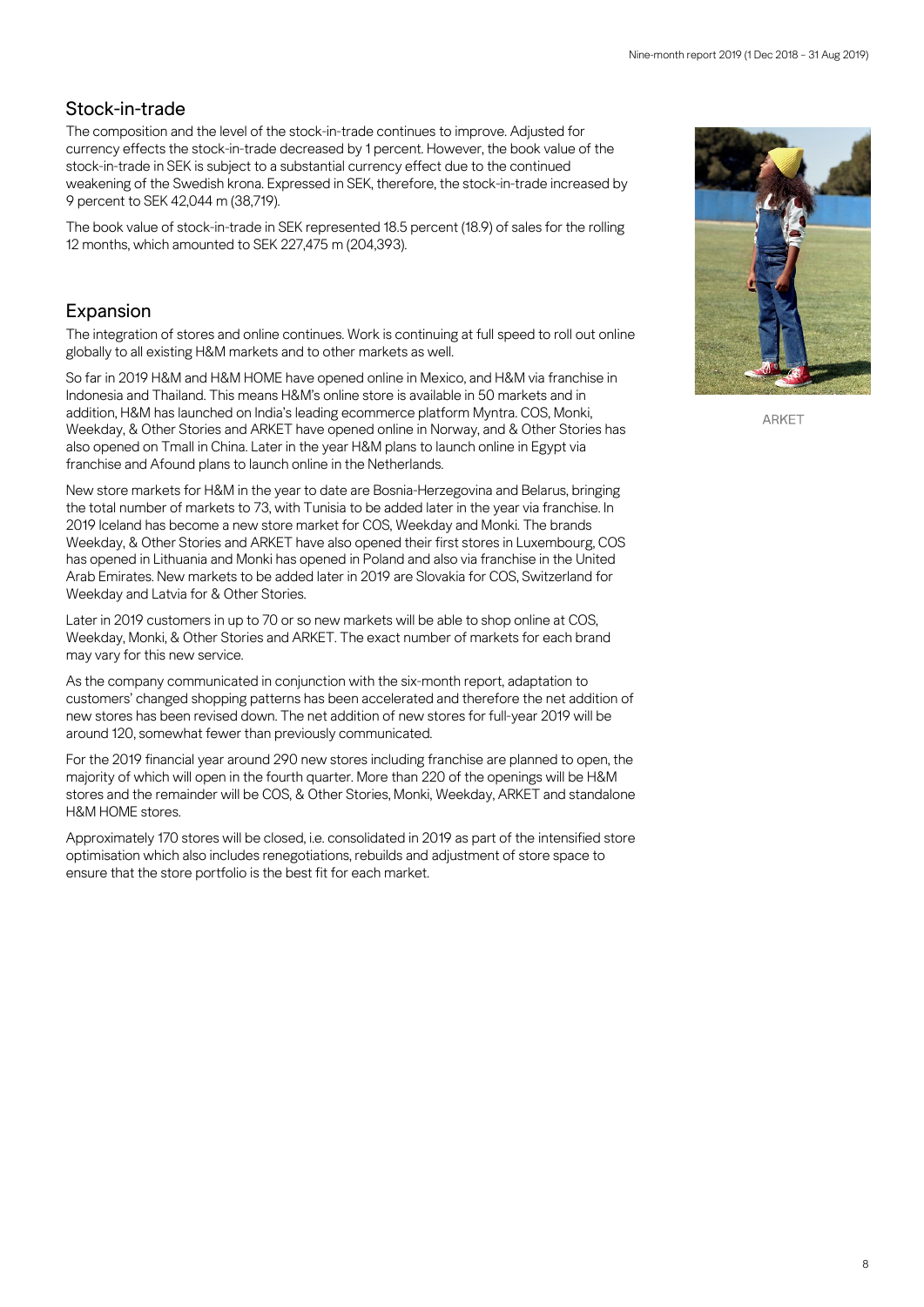## Stock-in-trade

The composition and the level of the stock-in-trade continues to improve. Adjusted for currency effects the stock-in-trade decreased by 1 percent. However, the book value of the stock-in-trade in SEK is subject to a substantial currency effect due to the continued weakening of the Swedish krona. Expressed in SEK, therefore, the stock-in-trade increased by 9 percent to SEK 42,044 m (38,719).

The book value of stock-in-trade in SEK represented 18.5 percent (18.9) of sales for the rolling 12 months, which amounted to SEK 227,475 m (204,393).

## Expansion

The integration of stores and online continues. Work is continuing at full speed to roll out online globally to all existing H&M markets and to other markets as well.

So far in 2019 H&M and H&M HOME have opened online in Mexico, and H&M via franchise in Indonesia and Thailand. This means H&M's online store is available in 50 markets and in addition, H&M has launched on India's leading ecommerce platform Myntra. COS, Monki, Weekday, & Other Stories and ARKET have opened online in Norway, and & Other Stories has also opened on Tmall in China. Later in the year H&M plans to launch online in Egypt via franchise and Afound plans to launch online in the Netherlands.

New store markets for H&M in the year to date are Bosnia-Herzegovina and Belarus, bringing the total number of markets to 73, with Tunisia to be added later in the year via franchise. In 2019 Iceland has become a new store market for COS, Weekday and Monki. The brands Weekday, & Other Stories and ARKET have also opened their first stores in Luxembourg, COS has opened in Lithuania and Monki has opened in Poland and also via franchise in the United Arab Emirates. New markets to be added later in 2019 are Slovakia for COS, Switzerland for Weekday and Latvia for & Other Stories.

Later in 2019 customers in up to 70 or so new markets will be able to shop online at COS, Weekday, Monki, & Other Stories and ARKET. The exact number of markets for each brand may vary for this new service.

As the company communicated in conjunction with the six-month report, adaptation to customers' changed shopping patterns has been accelerated and therefore the net addition of new stores has been revised down. The net addition of new stores for full-year 2019 will be around 120, somewhat fewer than previously communicated.

For the 2019 financial year around 290 new stores including franchise are planned to open, the majority of which will open in the fourth quarter. More than 220 of the openings will be H&M stores and the remainder will be COS, & Other Stories, Monki, Weekday, ARKET and standalone H&M HOME stores.

Approximately 170 stores will be closed, i.e. consolidated in 2019 as part of the intensified store optimisation which also includes renegotiations, rebuilds and adjustment of store space to ensure that the store portfolio is the best fit for each market.

ARKET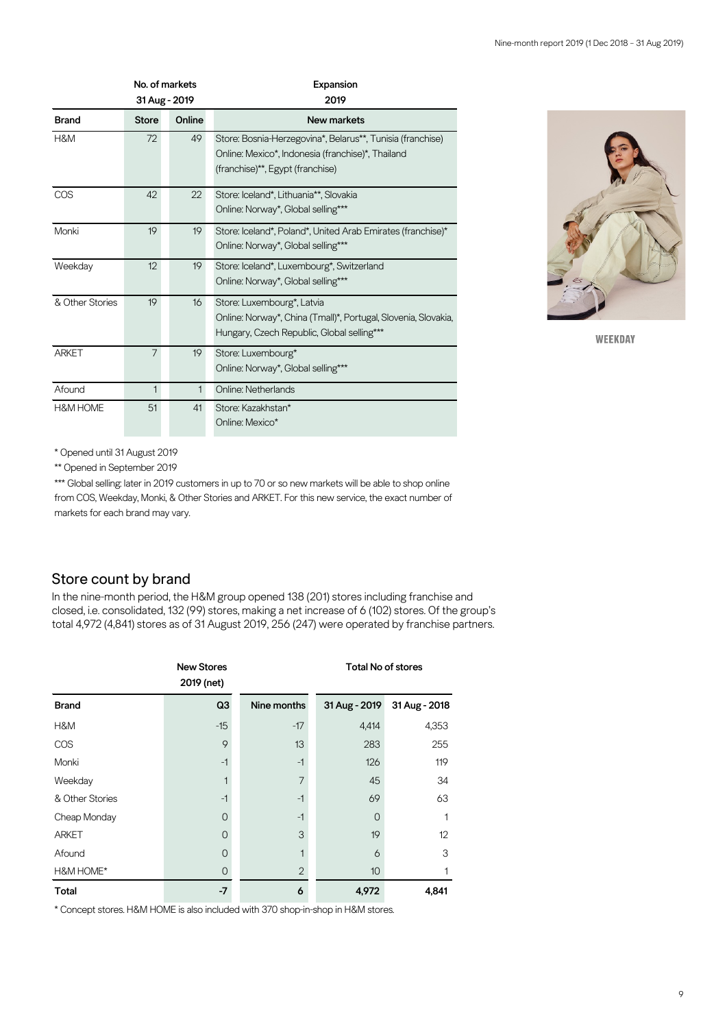| | No. of markets 31 Aug - 2019 | | Expansion 2019 |
|---|---|---|---|
| Brand | Store | Online | New markets |
| H&M | 72 | 49 | Store: Bosnia-Herzegovina*, Belarus**, Tunisia (franchise)<br>Online: Mexico*, Indonesia (franchise)*, Thailand (franchise)**, Egypt (franchise) |
| COS | 42 | 22 | Store: Iceland*, Lithuania**, Slovakia<br>Online: Norway*, Global selling*** |
| Monki | 19 | 19 | Store: Iceland*, Poland*, United Arab Emirates (franchise)*<br>Online: Norway*, Global selling*** |
| Weekday | 12 | 19 | Store: Iceland*, Luxembourg*, Switzerland<br>Online: Norway*, Global selling*** |
| & Other Stories | 19 | 16 | Store: Luxembourg*, Latvia<br>Online: Norway*, China (Tmall)*, Portugal, Slovenia, Slovakia, Hungary, Czech Republic, Global selling*** |
| ARKET | 7 | 19 | Store: Luxembourg*<br>Online: Norway*, Global selling*** |
| Afound | 1 | 1 | Online: Netherlands |
| H&M HOME | 51 | 41 | Store: Kazakhstan*<br>Online: Mexico* |

* Opened until 31 August 2019

** Opened in September 2019

*** Global selling: later in 2019 customers in up to 70 or so new markets will be able to shop online from COS, Weekday, Monki, & Other Stories and ARKET. For this new service, the exact number of markets for each brand may vary.

WEEKDAY

## Store count by brand

In the nine-month period, the H&M group opened 138 (201) stores including franchise and closed, i.e. consolidated, 132 (99) stores, making a net increase of 6 (102) stores. Of the group's total 4,972 (4,841) stores as of 31 August 2019, 256 (247) were operated by franchise partners.

| | New Stores 2019 (net) | | Total No of stores | |
|---|---|---|---|---|
| Brand | Q3 | Nine months | 31 Aug - 2019 | 31 Aug - 2018 |
| H&M | -15 | -17 | 4,414 | 4,353 |
| COS | 9 | 13 | 283 | 255 |
| Monki | -1 | -1 | 126 | 119 |
| Weekday | 1 | 7 | 45 | 34 |
| & Other Stories | -1 | -1 | 69 | 63 |
| Cheap Monday | 0 | -1 | 0 | 1 |
| ARKET | 0 | 3 | 19 | 12 |
| Afound | 0 | 1 | 6 | 3 |
| H&M HOME* | 0 | 2 | 10 | 1 |
| **Total** | **-7** | **6** | **4,972** | **4,841** |

* Concept stores. H&M HOME is also included with 370 shop-in-shop in H&M stores.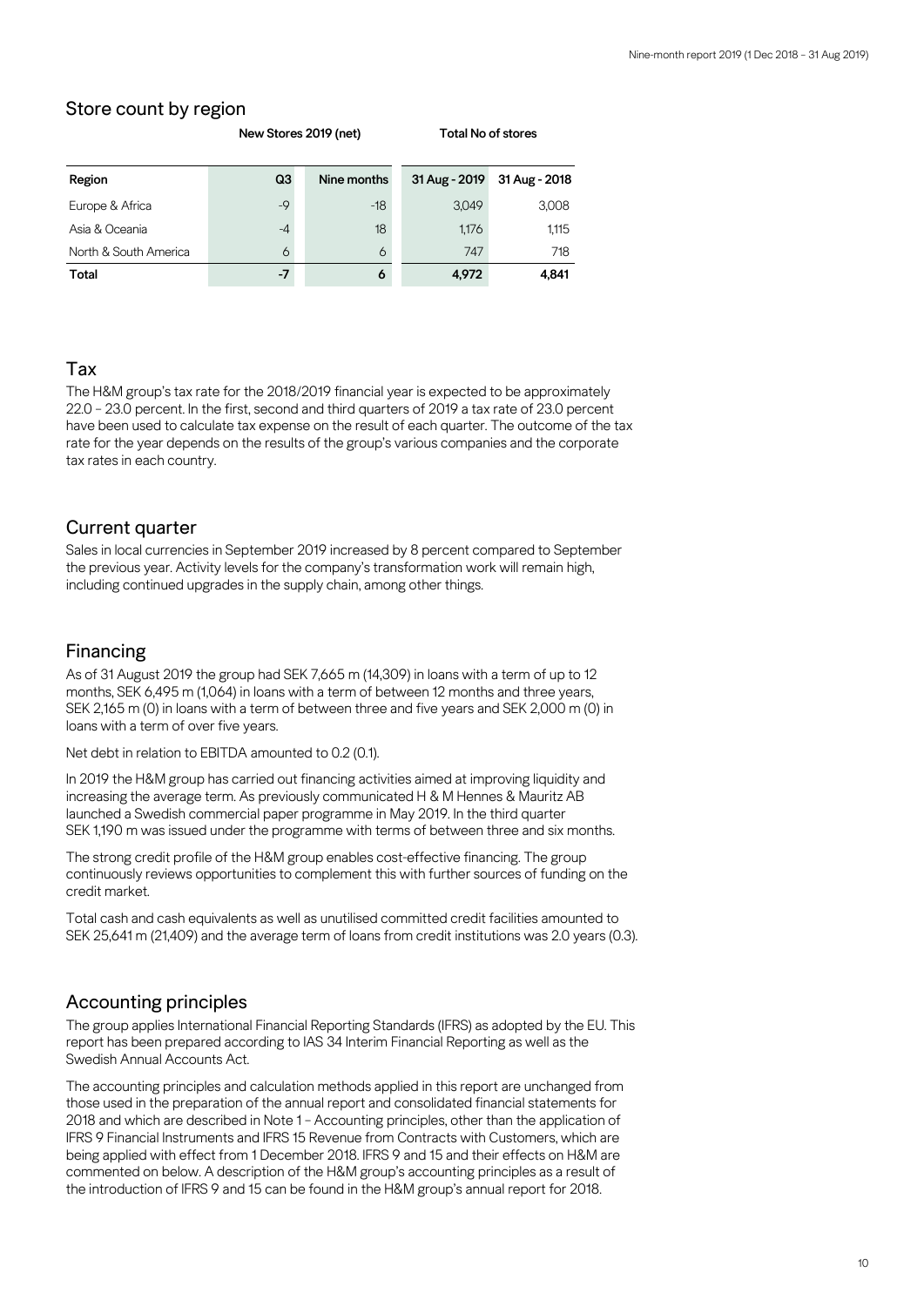## Store count by region

| | New Stores 2019 (net) | | Total No of stores | |
|---|---|---|---|---|
| **Region** | **Q3** | **Nine months** | **31 Aug - 2019** | **31 Aug - 2018** |
| Europe & Africa | -9 | -18 | 3,049 | 3,008 |
| Asia & Oceania | -4 | 18 | 1,176 | 1,115 |
| North & South America | 6 | 6 | 747 | 718 |
| **Total** | **-7** | **6** | **4,972** | **4,841** |

## Tax

The H&M group's tax rate for the 2018/2019 financial year is expected to be approximately 22.0 – 23.0 percent. In the first, second and third quarters of 2019 a tax rate of 23.0 percent have been used to calculate tax expense on the result of each quarter. The outcome of the tax rate for the year depends on the results of the group's various companies and the corporate tax rates in each country.

## Current quarter

Sales in local currencies in September 2019 increased by 8 percent compared to September the previous year. Activity levels for the company's transformation work will remain high, including continued upgrades in the supply chain, among other things.

## Financing

As of 31 August 2019 the group had SEK 7,665 m (14,309) in loans with a term of up to 12 months, SEK 6,495 m (1,064) in loans with a term of between 12 months and three years, SEK 2,165 m (0) in loans with a term of between three and five years and SEK 2,000 m (0) in loans with a term of over five years.

Net debt in relation to EBITDA amounted to 0.2 (0.1).

In 2019 the H&M group has carried out financing activities aimed at improving liquidity and increasing the average term. As previously communicated H & M Hennes & Mauritz AB launched a Swedish commercial paper programme in May 2019. In the third quarter SEK 1,190 m was issued under the programme with terms of between three and six months.

The strong credit profile of the H&M group enables cost-effective financing. The group continuously reviews opportunities to complement this with further sources of funding on the credit market.

Total cash and cash equivalents as well as unutilised committed credit facilities amounted to SEK 25,641 m (21,409) and the average term of loans from credit institutions was 2.0 years (0.3).

## Accounting principles

The group applies International Financial Reporting Standards (IFRS) as adopted by the EU. This report has been prepared according to IAS 34 Interim Financial Reporting as well as the Swedish Annual Accounts Act.

The accounting principles and calculation methods applied in this report are unchanged from those used in the preparation of the annual report and consolidated financial statements for 2018 and which are described in Note 1 – Accounting principles, other than the application of IFRS 9 Financial Instruments and IFRS 15 Revenue from Contracts with Customers, which are being applied with effect from 1 December 2018. IFRS 9 and 15 and their effects on H&M are commented on below. A description of the H&M group's accounting principles as a result of the introduction of IFRS 9 and 15 can be found in the H&M group's annual report for 2018.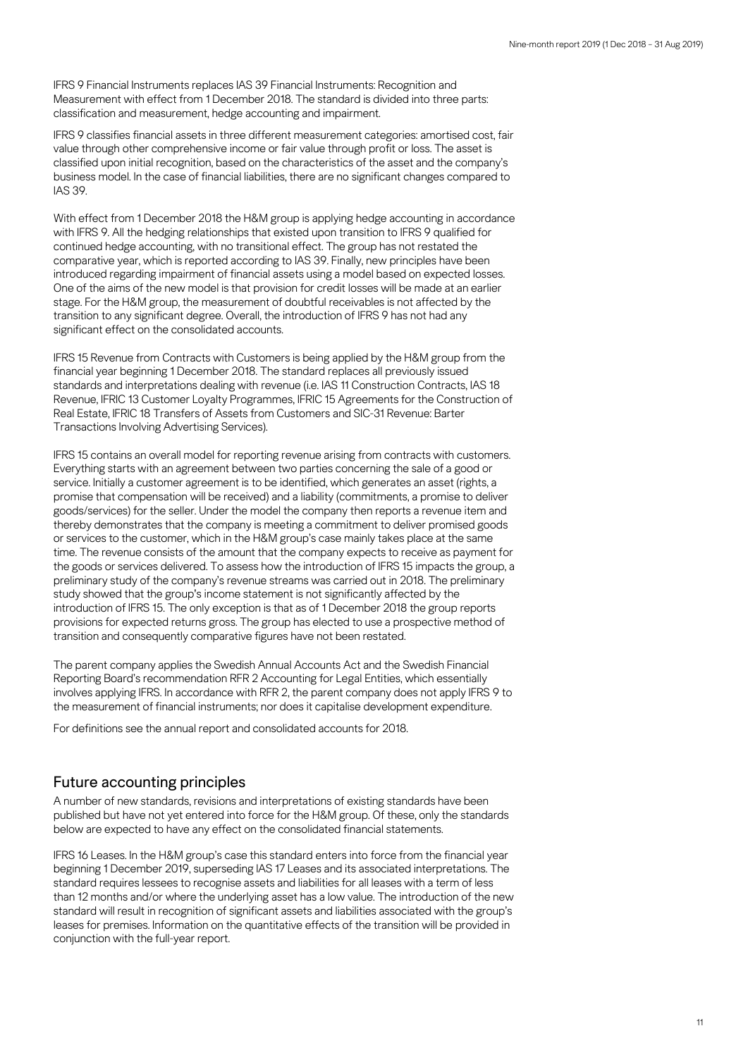IFRS 9 Financial Instruments replaces IAS 39 Financial Instruments: Recognition and Measurement with effect from 1 December 2018. The standard is divided into three parts: classification and measurement, hedge accounting and impairment.

IFRS 9 classifies financial assets in three different measurement categories: amortised cost, fair value through other comprehensive income or fair value through profit or loss. The asset is classified upon initial recognition, based on the characteristics of the asset and the company's business model. In the case of financial liabilities, there are no significant changes compared to IAS 39.

With effect from 1 December 2018 the H&M group is applying hedge accounting in accordance with IFRS 9. All the hedging relationships that existed upon transition to IFRS 9 qualified for continued hedge accounting, with no transitional effect. The group has not restated the comparative year, which is reported according to IAS 39. Finally, new principles have been introduced regarding impairment of financial assets using a model based on expected losses. One of the aims of the new model is that provision for credit losses will be made at an earlier stage. For the H&M group, the measurement of doubtful receivables is not affected by the transition to any significant degree. Overall, the introduction of IFRS 9 has not had any significant effect on the consolidated accounts.

IFRS 15 Revenue from Contracts with Customers is being applied by the H&M group from the financial year beginning 1 December 2018. The standard replaces all previously issued standards and interpretations dealing with revenue (i.e. IAS 11 Construction Contracts, IAS 18 Revenue, IFRIC 13 Customer Loyalty Programmes, IFRIC 15 Agreements for the Construction of Real Estate, IFRIC 18 Transfers of Assets from Customers and SIC-31 Revenue: Barter Transactions Involving Advertising Services).

IFRS 15 contains an overall model for reporting revenue arising from contracts with customers. Everything starts with an agreement between two parties concerning the sale of a good or service. Initially a customer agreement is to be identified, which generates an asset (rights, a promise that compensation will be received) and a liability (commitments, a promise to deliver goods/services) for the seller. Under the model the company then reports a revenue item and thereby demonstrates that the company is meeting a commitment to deliver promised goods or services to the customer, which in the H&M group's case mainly takes place at the same time. The revenue consists of the amount that the company expects to receive as payment for the goods or services delivered. To assess how the introduction of IFRS 15 impacts the group, a preliminary study of the company's revenue streams was carried out in 2018. The preliminary study showed that the group's income statement is not significantly affected by the introduction of IFRS 15. The only exception is that as of 1 December 2018 the group reports provisions for expected returns gross. The group has elected to use a prospective method of transition and consequently comparative figures have not been restated.

The parent company applies the Swedish Annual Accounts Act and the Swedish Financial Reporting Board's recommendation RFR 2 Accounting for Legal Entities, which essentially involves applying IFRS. In accordance with RFR 2, the parent company does not apply IFRS 9 to the measurement of financial instruments; nor does it capitalise development expenditure.

For definitions see the annual report and consolidated accounts for 2018.

## Future accounting principles

A number of new standards, revisions and interpretations of existing standards have been published but have not yet entered into force for the H&M group. Of these, only the standards below are expected to have any effect on the consolidated financial statements.

IFRS 16 Leases. In the H&M group's case this standard enters into force from the financial year beginning 1 December 2019, superseding IAS 17 Leases and its associated interpretations. The standard requires lessees to recognise assets and liabilities for all leases with a term of less than 12 months and/or where the underlying asset has a low value. The introduction of the new standard will result in recognition of significant assets and liabilities associated with the group's leases for premises. Information on the quantitative effects of the transition will be provided in conjunction with the full-year report.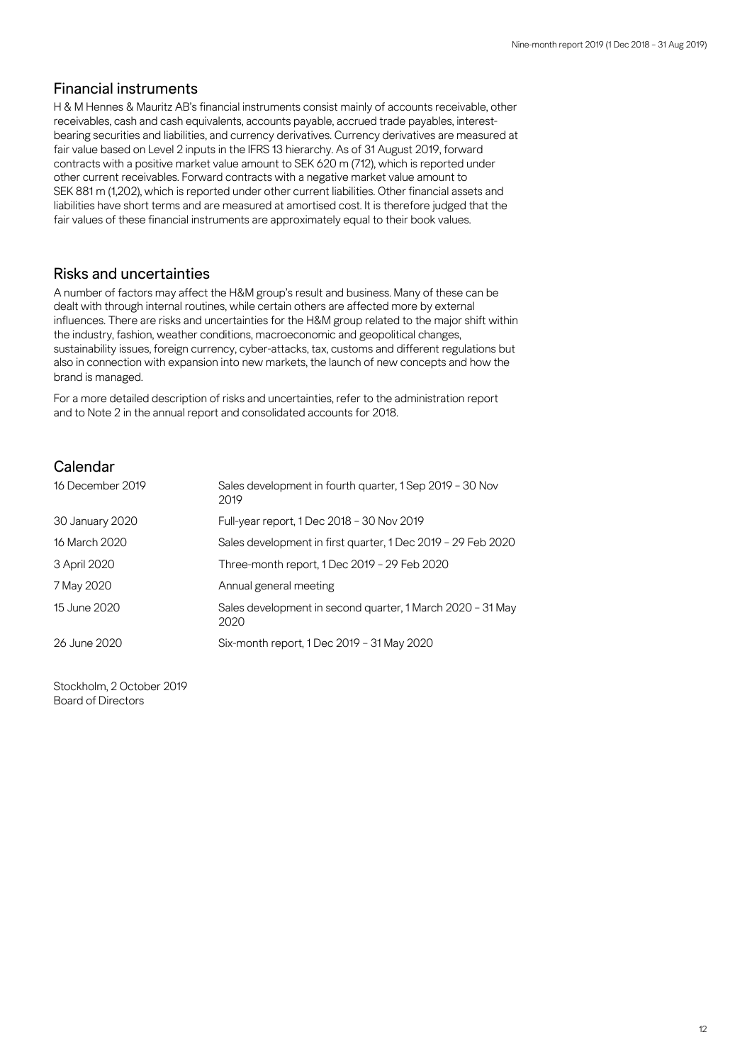## Financial instruments

H & M Hennes & Mauritz AB's financial instruments consist mainly of accounts receivable, other receivables, cash and cash equivalents, accounts payable, accrued trade payables, interest-bearing securities and liabilities, and currency derivatives. Currency derivatives are measured at fair value based on Level 2 inputs in the IFRS 13 hierarchy. As of 31 August 2019, forward contracts with a positive market value amount to SEK 620 m (712), which is reported under other current receivables. Forward contracts with a negative market value amount to SEK 881 m (1,202), which is reported under other current liabilities. Other financial assets and liabilities have short terms and are measured at amortised cost. It is therefore judged that the fair values of these financial instruments are approximately equal to their book values.

## Risks and uncertainties

A number of factors may affect the H&M group's result and business. Many of these can be dealt with through internal routines, while certain others are affected more by external influences. There are risks and uncertainties for the H&M group related to the major shift within the industry, fashion, weather conditions, macroeconomic and geopolitical changes, sustainability issues, foreign currency, cyber-attacks, tax, customs and different regulations but also in connection with expansion into new markets, the launch of new concepts and how the brand is managed.

For a more detailed description of risks and uncertainties, refer to the administration report and to Note 2 in the annual report and consolidated accounts for 2018.

## Calendar

| | |
|---|---|
| 16 December 2019 | Sales development in fourth quarter, 1 Sep 2019 – 30 Nov 2019 |
| 30 January 2020 | Full-year report, 1 Dec 2018 – 30 Nov 2019 |
| 16 March 2020 | Sales development in first quarter, 1 Dec 2019 – 29 Feb 2020 |
| 3 April 2020 | Three-month report, 1 Dec 2019 – 29 Feb 2020 |
| 7 May 2020 | Annual general meeting |
| 15 June 2020 | Sales development in second quarter, 1 March 2020 – 31 May 2020 |
| 26 June 2020 | Six-month report, 1 Dec 2019 – 31 May 2020 |

Stockholm, 2 October 2019
Board of Directors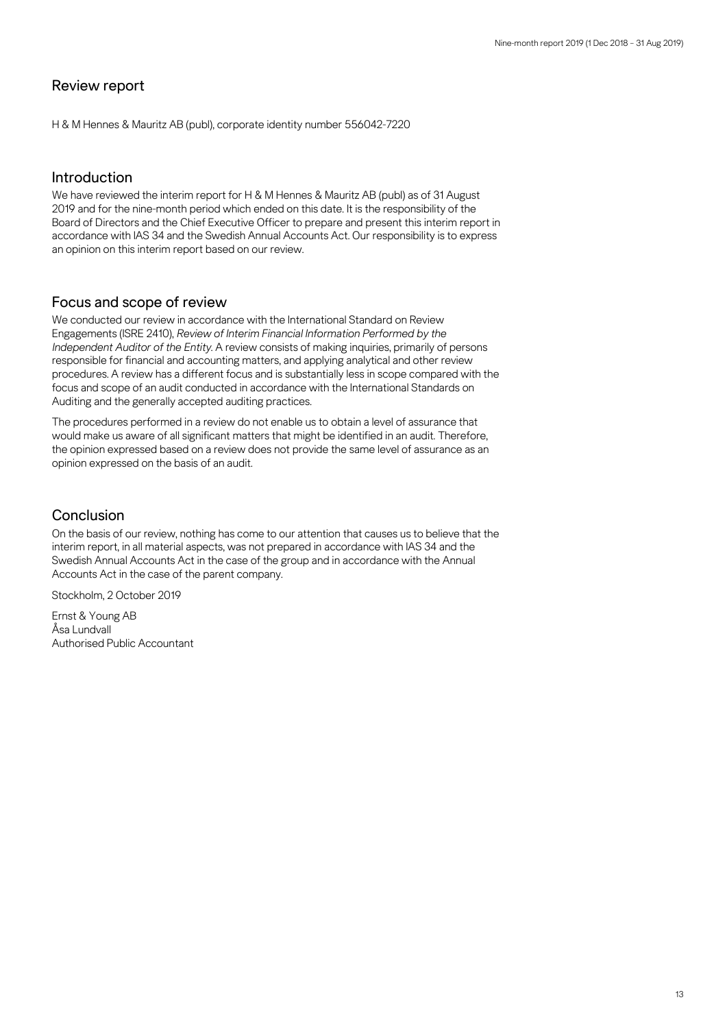## Review report

H & M Hennes & Mauritz AB (publ), corporate identity number 556042-7220

## Introduction

We have reviewed the interim report for H & M Hennes & Mauritz AB (publ) as of 31 August 2019 and for the nine-month period which ended on this date. It is the responsibility of the Board of Directors and the Chief Executive Officer to prepare and present this interim report in accordance with IAS 34 and the Swedish Annual Accounts Act. Our responsibility is to express an opinion on this interim report based on our review.

## Focus and scope of review

We conducted our review in accordance with the International Standard on Review Engagements (ISRE 2410), *Review of Interim Financial Information Performed by the Independent Auditor of the Entity*. A review consists of making inquiries, primarily of persons responsible for financial and accounting matters, and applying analytical and other review procedures. A review has a different focus and is substantially less in scope compared with the focus and scope of an audit conducted in accordance with the International Standards on Auditing and the generally accepted auditing practices.

The procedures performed in a review do not enable us to obtain a level of assurance that would make us aware of all significant matters that might be identified in an audit. Therefore, the opinion expressed based on a review does not provide the same level of assurance as an opinion expressed on the basis of an audit.

## Conclusion

On the basis of our review, nothing has come to our attention that causes us to believe that the interim report, in all material aspects, was not prepared in accordance with IAS 34 and the Swedish Annual Accounts Act in the case of the group and in accordance with the Annual Accounts Act in the case of the parent company.

Stockholm, 2 October 2019

Ernst & Young AB
Åsa Lundvall
Authorised Public Accountant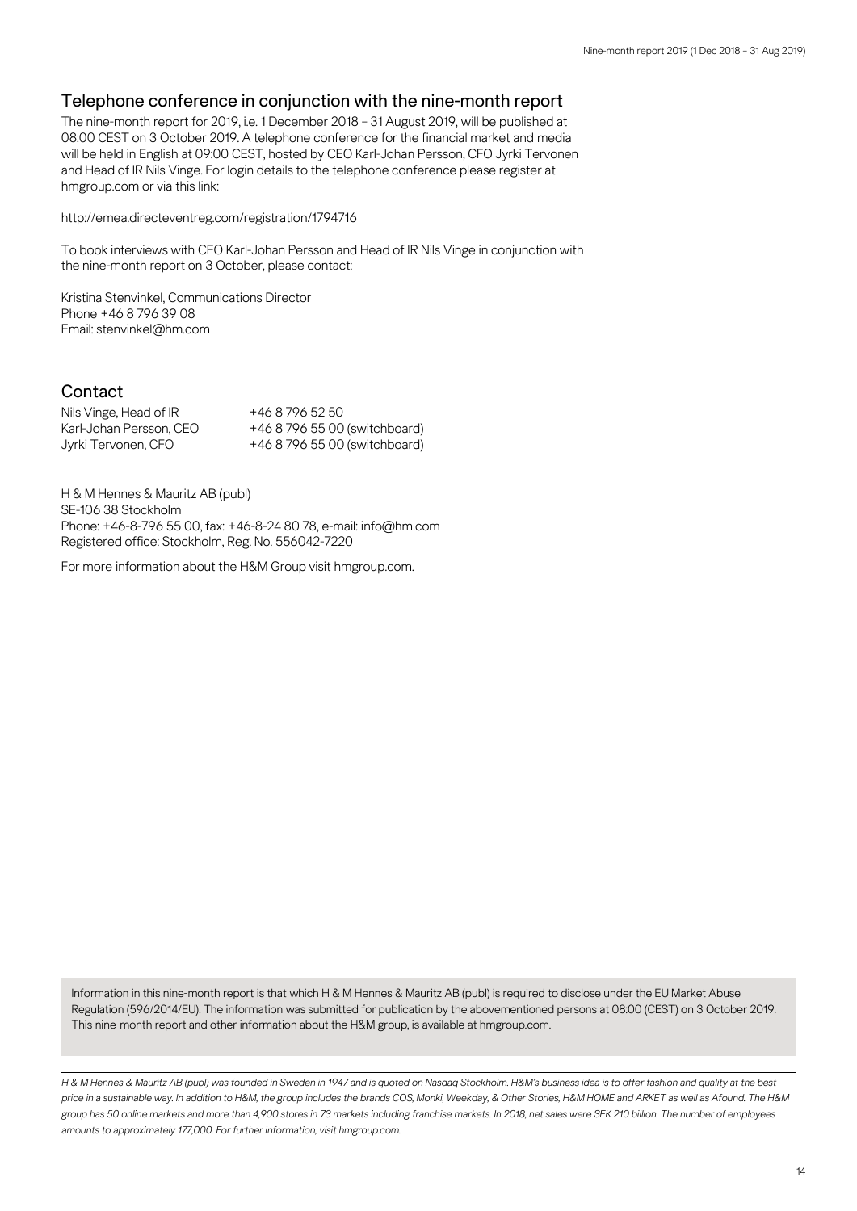## Telephone conference in conjunction with the nine-month report

The nine-month report for 2019, i.e. 1 December 2018 – 31 August 2019, will be published at 08:00 CEST on 3 October 2019. A telephone conference for the financial market and media will be held in English at 09:00 CEST, hosted by CEO Karl-Johan Persson, CFO Jyrki Tervonen and Head of IR Nils Vinge. For login details to the telephone conference please register at hmgroup.com or via this link:

http://emea.directeventreg.com/registration/1794716

To book interviews with CEO Karl-Johan Persson and Head of IR Nils Vinge in conjunction with the nine-month report on 3 October, please contact:

Kristina Stenvinkel, Communications Director
Phone +46 8 796 39 08
Email: stenvinkel@hm.com

## Contact

| | |
|---|---|
| Nils Vinge, Head of IR | +46 8 796 52 50 |
| Karl-Johan Persson, CEO | +46 8 796 55 00 (switchboard) |
| Jyrki Tervonen, CFO | +46 8 796 55 00 (switchboard) |

H & M Hennes & Mauritz AB (publ)
SE-106 38 Stockholm
Phone: +46-8-796 55 00, fax: +46-8-24 80 78, e-mail: info@hm.com
Registered office: Stockholm, Reg. No. 556042-7220

For more information about the H&M Group visit hmgroup.com.

Information in this nine-month report is that which H & M Hennes & Mauritz AB (publ) is required to disclose under the EU Market Abuse Regulation (596/2014/EU). The information was submitted for publication by the abovementioned persons at 08:00 (CEST) on 3 October 2019. This nine-month report and other information about the H&M group, is available at hmgroup.com.

*H & M Hennes & Mauritz AB (publ) was founded in Sweden in 1947 and is quoted on Nasdaq Stockholm. H&M's business idea is to offer fashion and quality at the best price in a sustainable way. In addition to H&M, the group includes the brands COS, Monki, Weekday, & Other Stories, H&M HOME and ARKET as well as Afound. The H&M group has 50 online markets and more than 4,900 stores in 73 markets including franchise markets. In 2018, net sales were SEK 210 billion. The number of employees amounts to approximately 177,000. For further information, visit hmgroup.com.*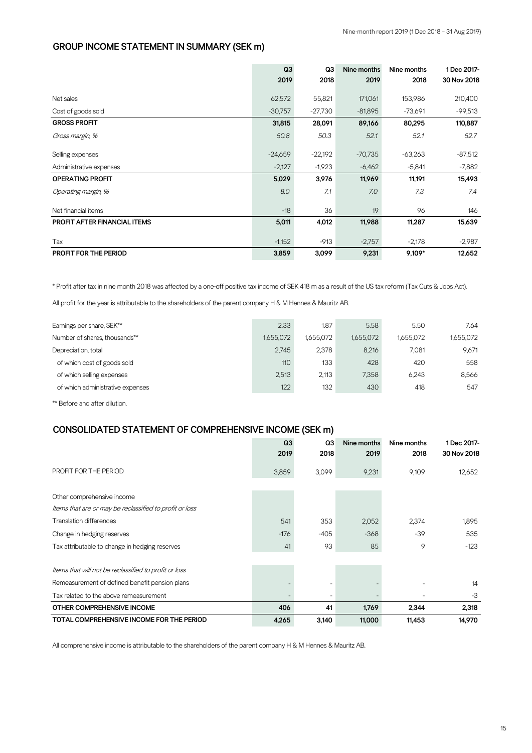## GROUP INCOME STATEMENT IN SUMMARY (SEK m)

| | Q3 2019 | Q3 2018 | Nine months 2019 | Nine months 2018 | 1 Dec 2017- 30 Nov 2018 |
|---|---|---|---|---|---|
| Net sales | 62,572 | 55,821 | 171,061 | 153,986 | 210,400 |
| Cost of goods sold | -30,757 | -27,730 | -81,895 | -73,691 | -99,513 |
| **GROSS PROFIT** | **31,815** | **28,091** | **89,166** | **80,295** | **110,887** |
| *Gross margin, %* | *50.8* | *50.3* | *52.1* | *52.1* | *52.7* |
| Selling expenses | -24,659 | -22,192 | -70,735 | -63,263 | -87,512 |
| Administrative expenses | -2,127 | -1,923 | -6,462 | -5,841 | -7,882 |
| **OPERATING PROFIT** | **5,029** | **3,976** | **11,969** | **11,191** | **15,493** |
| *Operating margin, %* | *8.0* | *7.1* | *7.0* | *7.3* | *7.4* |
| Net financial items | -18 | 36 | 19 | 96 | 146 |
| **PROFIT AFTER FINANCIAL ITEMS** | **5,011** | **4,012** | **11,988** | **11,287** | **15,639** |
| Tax | -1,152 | -913 | -2,757 | -2,178 | -2,987 |
| **PROFIT FOR THE PERIOD** | **3,859** | **3,099** | **9,231** | **9,109*** | **12,652** |

\* Profit after tax in nine month 2018 was affected by a one-off positive tax income of SEK 418 m as a result of the US tax reform (Tax Cuts & Jobs Act).

All profit for the year is attributable to the shareholders of the parent company H & M Hennes & Mauritz AB.

| | Q3 2019 | Q3 2018 | Nine months 2019 | Nine months 2018 | 1 Dec 2017- 30 Nov 2018 |
|---|---|---|---|---|---|
| Earnings per share, SEK** | 2.33 | 1.87 | 5.58 | 5.50 | 7.64 |
| Number of shares, thousands** | 1,655,072 | 1,655,072 | 1,655,072 | 1,655,072 | 1,655,072 |
| Depreciation, total | 2,745 | 2,378 | 8,216 | 7,081 | 9,671 |
| of which cost of goods sold | 110 | 133 | 428 | 420 | 558 |
| of which selling expenses | 2,513 | 2,113 | 7,358 | 6,243 | 8,566 |
| of which administrative expenses | 122 | 132 | 430 | 418 | 547 |

\*\* Before and after dilution.

## CONSOLIDATED STATEMENT OF COMPREHENSIVE INCOME (SEK m)

| | Q3 2019 | Q3 2018 | Nine months 2019 | Nine months 2018 | 1 Dec 2017- 30 Nov 2018 |
|---|---|---|---|---|---|
| PROFIT FOR THE PERIOD | 3,859 | 3,099 | 9,231 | 9,109 | 12,652 |
| Other comprehensive income | | | | | |
| *Items that are or may be reclassified to profit or loss* | | | | | |
| Translation differences | 541 | 353 | 2,052 | 2,374 | 1,895 |
| Change in hedging reserves | -176 | -405 | -368 | -39 | 535 |
| Tax attributable to change in hedging reserves | 41 | 93 | 85 | 9 | -123 |
| *Items that will not be reclassified to profit or loss* | | | | | |
| Remeasurement of defined benefit pension plans | - | - | - | - | 14 |
| Tax related to the above remeasurement | - | - | - | - | -3 |
| **OTHER COMPREHENSIVE INCOME** | **406** | **41** | **1,769** | **2,344** | **2,318** |
| **TOTAL COMPREHENSIVE INCOME FOR THE PERIOD** | **4,265** | **3,140** | **11,000** | **11,453** | **14,970** |

All comprehensive income is attributable to the shareholders of the parent company H & M Hennes & Mauritz AB.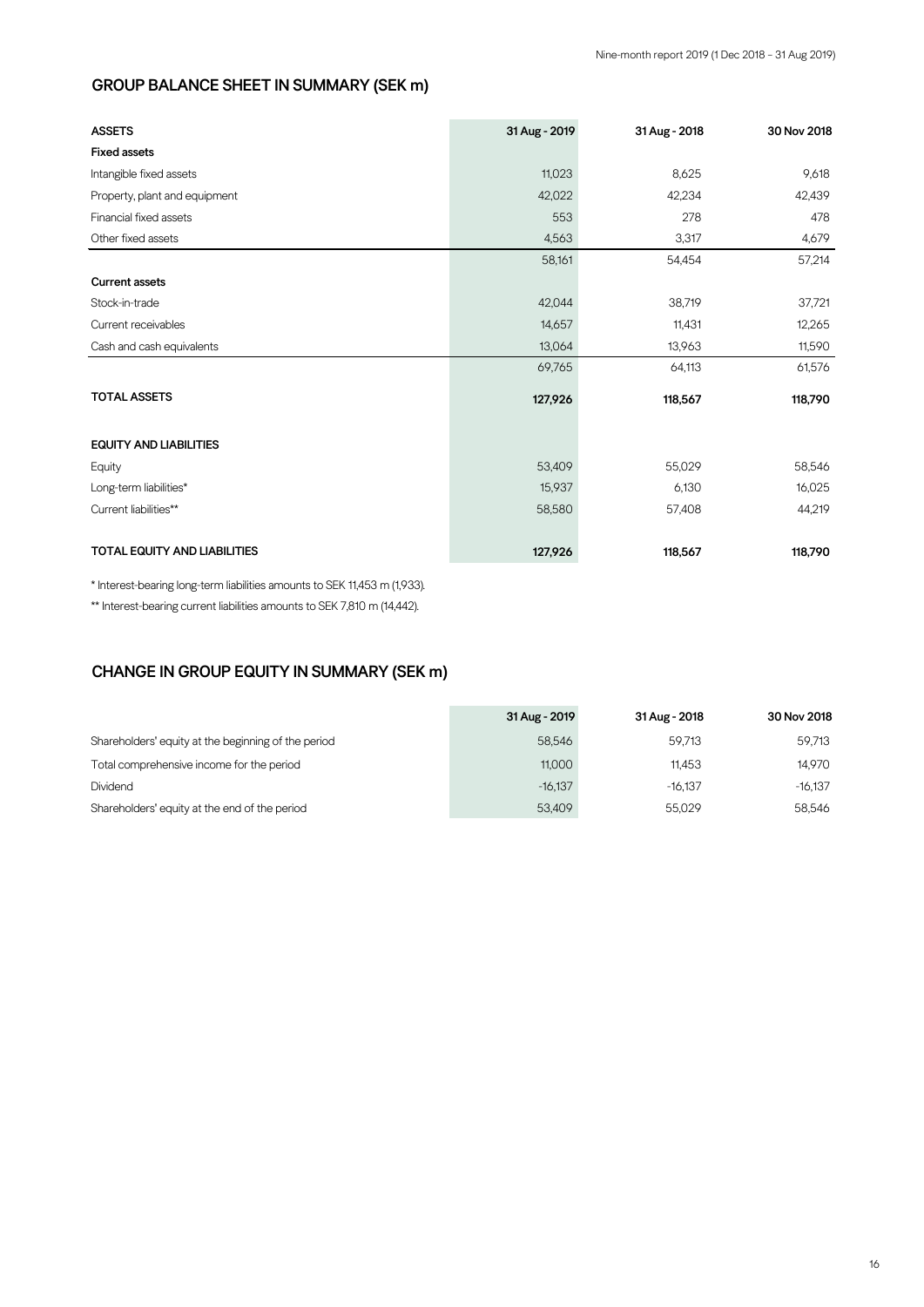## GROUP BALANCE SHEET IN SUMMARY (SEK m)

| ASSETS | 31 Aug - 2019 | 31 Aug - 2018 | 30 Nov 2018 |
|---|---|---|---|
| **Fixed assets** | | | |
| Intangible fixed assets | 11,023 | 8,625 | 9,618 |
| Property, plant and equipment | 42,022 | 42,234 | 42,439 |
| Financial fixed assets | 553 | 278 | 478 |
| Other fixed assets | 4,563 | 3,317 | 4,679 |
| | 58,161 | 54,454 | 57,214 |
| **Current assets** | | | |
| Stock-in-trade | 42,044 | 38,719 | 37,721 |
| Current receivables | 14,657 | 11,431 | 12,265 |
| Cash and cash equivalents | 13,064 | 13,963 | 11,590 |
| | 69,765 | 64,113 | 61,576 |
| **TOTAL ASSETS** | **127,926** | **118,567** | **118,790** |
| | | | |
| **EQUITY AND LIABILITIES** | | | |
| Equity | 53,409 | 55,029 | 58,546 |
| Long-term liabilities* | 15,937 | 6,130 | 16,025 |
| Current liabilities** | 58,580 | 57,408 | 44,219 |
| | | | |
| **TOTAL EQUITY AND LIABILITIES** | **127,926** | **118,567** | **118,790** |

* Interest-bearing long-term liabilities amounts to SEK 11,453 m (1,933).

** Interest-bearing current liabilities amounts to SEK 7,810 m (14,442).

## CHANGE IN GROUP EQUITY IN SUMMARY (SEK m)

| | 31 Aug - 2019 | 31 Aug - 2018 | 30 Nov 2018 |
|---|---|---|---|
| Shareholders' equity at the beginning of the period | 58,546 | 59,713 | 59,713 |
| Total comprehensive income for the period | 11,000 | 11,453 | 14,970 |
| Dividend | -16,137 | -16,137 | -16,137 |
| Shareholders' equity at the end of the period | 53,409 | 55,029 | 58,546 |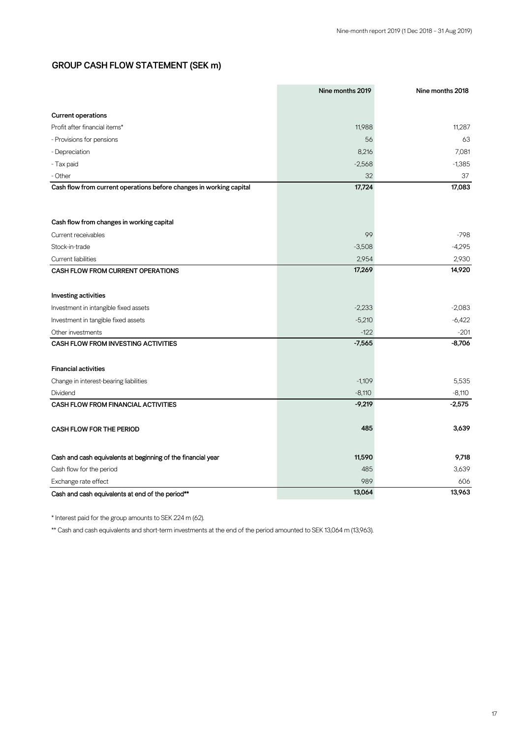## GROUP CASH FLOW STATEMENT (SEK m)

| | Nine months 2019 | Nine months 2018 |
|---|---|---|
| **Current operations** | | |
| Profit after financial items* | 11,988 | 11,287 |
| - Provisions for pensions | 56 | 63 |
| - Depreciation | 8,216 | 7,081 |
| - Tax paid | -2,568 | -1,385 |
| - Other | 32 | 37 |
| **Cash flow from current operations before changes in working capital** | **17,724** | **17,083** |
| | | |
| **Cash flow from changes in working capital** | | |
| Current receivables | 99 | -798 |
| Stock-in-trade | -3,508 | -4,295 |
| Current liabilities | 2,954 | 2,930 |
| **CASH FLOW FROM CURRENT OPERATIONS** | **17,269** | **14,920** |
| | | |
| **Investing activities** | | |
| Investment in intangible fixed assets | -2,233 | -2,083 |
| Investment in tangible fixed assets | -5,210 | -6,422 |
| Other investments | -122 | -201 |
| **CASH FLOW FROM INVESTING ACTIVITIES** | **-7,565** | **-8,706** |
| | | |
| **Financial activities** | | |
| Change in interest-bearing liabilities | -1,109 | 5,535 |
| Dividend | -8,110 | -8,110 |
| **CASH FLOW FROM FINANCIAL ACTIVITIES** | **-9,219** | **-2,575** |
| | | |
| **CASH FLOW FOR THE PERIOD** | **485** | **3,639** |
| | | |
| **Cash and cash equivalents at beginning of the financial year** | **11,590** | **9,718** |
| Cash flow for the period | 485 | 3,639 |
| Exchange rate effect | 989 | 606 |
| **Cash and cash equivalents at end of the period**** | **13,064** | **13,963** |

* Interest paid for the group amounts to SEK 224 m (62).

** Cash and cash equivalents and short-term investments at the end of the period amounted to SEK 13,064 m (13,963).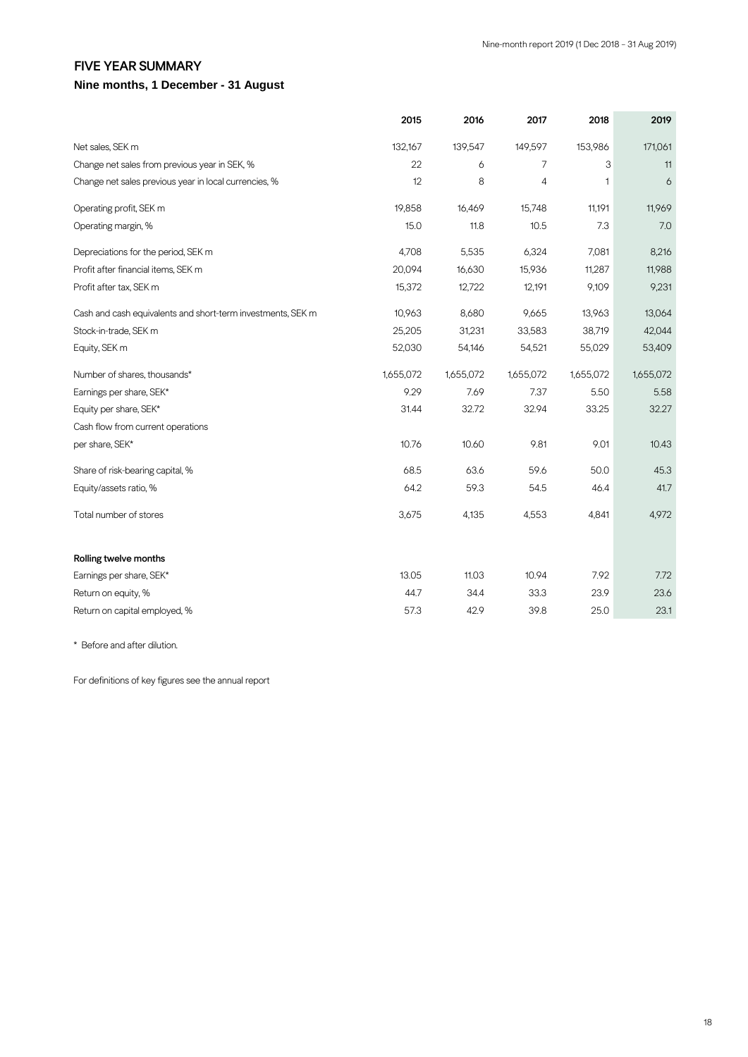## FIVE YEAR SUMMARY

### Nine months, 1 December - 31 August

| | 2015 | 2016 | 2017 | 2018 | 2019 |
|---|---|---|---|---|---|
| Net sales, SEK m | 132,167 | 139,547 | 149,597 | 153,986 | 171,061 |
| Change net sales from previous year in SEK, % | 22 | 6 | 7 | 3 | 11 |
| Change net sales previous year in local currencies, % | 12 | 8 | 4 | 1 | 6 |
| Operating profit, SEK m | 19,858 | 16,469 | 15,748 | 11,191 | 11,969 |
| Operating margin, % | 15.0 | 11.8 | 10.5 | 7.3 | 7.0 |
| Depreciations for the period, SEK m | 4,708 | 5,535 | 6,324 | 7,081 | 8,216 |
| Profit after financial items, SEK m | 20,094 | 16,630 | 15,936 | 11,287 | 11,988 |
| Profit after tax, SEK m | 15,372 | 12,722 | 12,191 | 9,109 | 9,231 |
| Cash and cash equivalents and short-term investments, SEK m | 10,963 | 8,680 | 9,665 | 13,963 | 13,064 |
| Stock-in-trade, SEK m | 25,205 | 31,231 | 33,583 | 38,719 | 42,044 |
| Equity, SEK m | 52,030 | 54,146 | 54,521 | 55,029 | 53,409 |
| Number of shares, thousands* | 1,655,072 | 1,655,072 | 1,655,072 | 1,655,072 | 1,655,072 |
| Earnings per share, SEK* | 9.29 | 7.69 | 7.37 | 5.50 | 5.58 |
| Equity per share, SEK* | 31.44 | 32.72 | 32.94 | 33.25 | 32.27 |
| Cash flow from current operations per share, SEK* | 10.76 | 10.60 | 9.81 | 9.01 | 10.43 |
| Share of risk-bearing capital, % | 68.5 | 63.6 | 59.6 | 50.0 | 45.3 |
| Equity/assets ratio, % | 64.2 | 59.3 | 54.5 | 46.4 | 41.7 |
| Total number of stores | 3,675 | 4,135 | 4,553 | 4,841 | 4,972 |
| **Rolling twelve months** | | | | | |
| Earnings per share, SEK* | 13.05 | 11.03 | 10.94 | 7.92 | 7.72 |
| Return on equity, % | 44.7 | 34.4 | 33.3 | 23.9 | 23.6 |
| Return on capital employed, % | 57.3 | 42.9 | 39.8 | 25.0 | 23.1 |

\* Before and after dilution.

For definitions of key figures see the annual report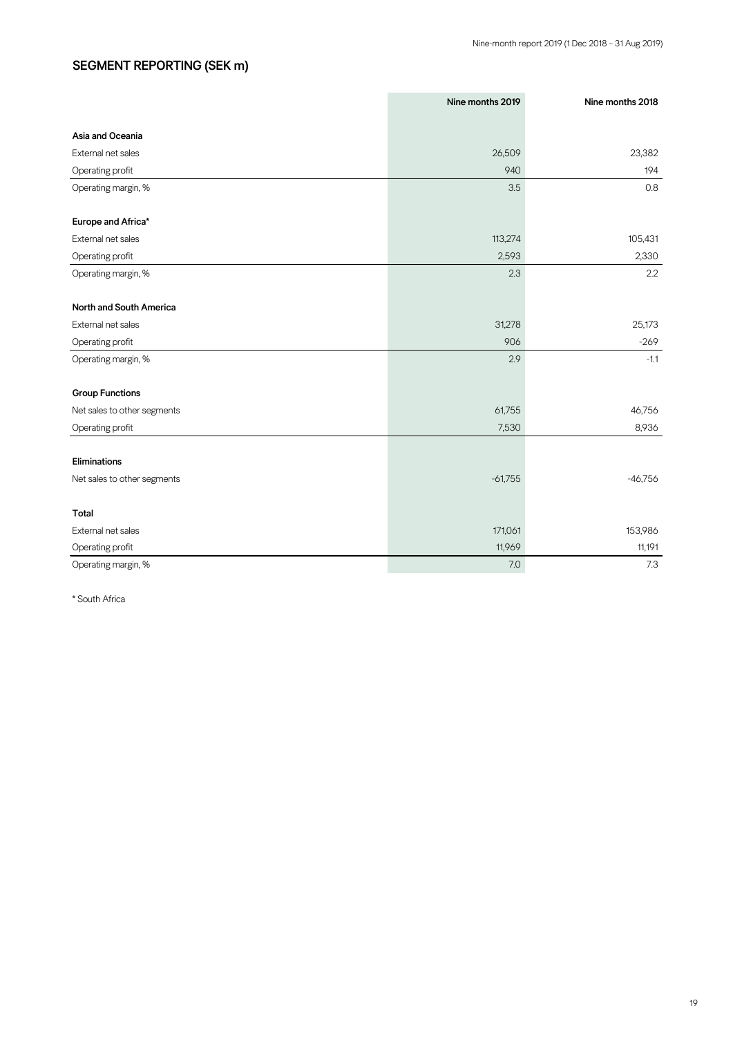## SEGMENT REPORTING (SEK m)

| | Nine months 2019 | Nine months 2018 |
|---|---|---|
| **Asia and Oceania** | | |
| External net sales | 26,509 | 23,382 |
| Operating profit | 940 | 194 |
| Operating margin, % | 3.5 | 0.8 |
| **Europe and Africa*** | | |
| External net sales | 113,274 | 105,431 |
| Operating profit | 2,593 | 2,330 |
| Operating margin, % | 2.3 | 2.2 |
| **North and South America** | | |
| External net sales | 31,278 | 25,173 |
| Operating profit | 906 | -269 |
| Operating margin, % | 2.9 | -1.1 |
| **Group Functions** | | |
| Net sales to other segments | 61,755 | 46,756 |
| Operating profit | 7,530 | 8,936 |
| **Eliminations** | | |
| Net sales to other segments | -61,755 | -46,756 |
| **Total** | | |
| External net sales | 171,061 | 153,986 |
| Operating profit | 11,969 | 11,191 |
| Operating margin, % | 7.0 | 7.3 |

* South Africa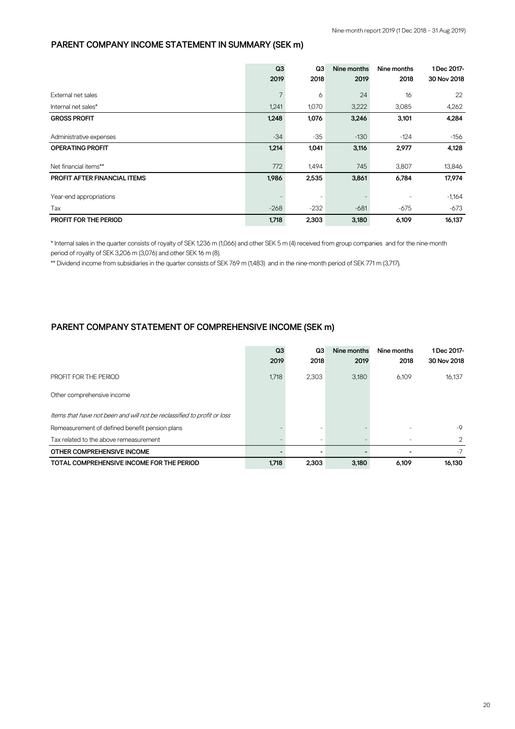## PARENT COMPANY INCOME STATEMENT IN SUMMARY (SEK m)

| | Q3 2019 | Q3 2018 | Nine months 2019 | Nine months 2018 | 1 Dec 2017- 30 Nov 2018 |
|---|---|---|---|---|---|
| External net sales | 7 | 6 | 24 | 16 | 22 |
| Internal net sales* | 1,241 | 1,070 | 3,222 | 3,085 | 4,262 |
| **GROSS PROFIT** | **1,248** | **1,076** | **3,246** | **3,101** | **4,284** |
| Administrative expenses | -34 | -35 | -130 | -124 | -156 |
| **OPERATING PROFIT** | **1,214** | **1,041** | **3,116** | **2,977** | **4,128** |
| Net financial items** | 772 | 1,494 | 745 | 3,807 | 13,846 |
| **PROFIT AFTER FINANCIAL ITEMS** | **1,986** | **2,535** | **3,861** | **6,784** | **17,974** |
| Year-end appropriations | - | - | - | - | -1,164 |
| Tax | -268 | -232 | -681 | -675 | -673 |
| **PROFIT FOR THE PERIOD** | **1,718** | **2,303** | **3,180** | **6,109** | **16,137** |

* Internal sales in the quarter consists of royalty of SEK 1,236 m (1,066) and other SEK 5 m (4) received from group companies and for the nine-month period of royalty of SEK 3,206 m (3,076) and other SEK 16 m (8).

** Dividend income from subsidiaries in the quarter consists of SEK 769 m (1,483) and in the nine-month period of SEK 771 m (3,717).

## PARENT COMPANY STATEMENT OF COMPREHENSIVE INCOME (SEK m)

| | Q3 2019 | Q3 2018 | Nine months 2019 | Nine months 2018 | 1 Dec 2017- 30 Nov 2018 |
|---|---|---|---|---|---|
| PROFIT FOR THE PERIOD | 1,718 | 2,303 | 3,180 | 6,109 | 16,137 |
| Other comprehensive income | | | | | |
| *Items that have not been and will not be reclassified to profit or loss* | | | | | |
| Remeasurement of defined benefit pension plans | - | - | - | - | -9 |
| Tax related to the above remeasurement | - | - | - | - | 2 |
| **OTHER COMPREHENSIVE INCOME** | **-** | **-** | **-** | **-** | **-7** |
| **TOTAL COMPREHENSIVE INCOME FOR THE PERIOD** | **1,718** | **2,303** | **3,180** | **6,109** | **16,130** |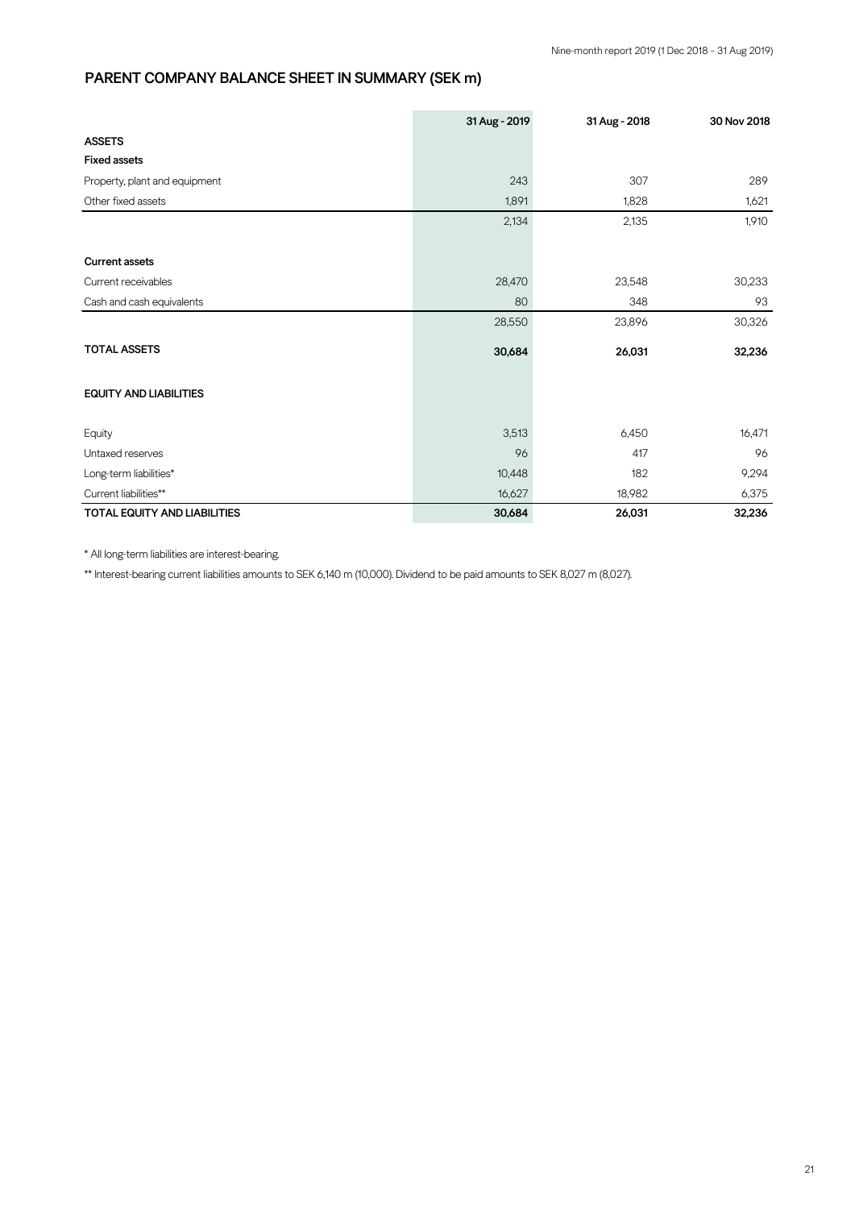## PARENT COMPANY BALANCE SHEET IN SUMMARY (SEK m)

| | 31 Aug - 2019 | 31 Aug - 2018 | 30 Nov 2018 |
|---|---|---|---|
| **ASSETS** | | | |
| **Fixed assets** | | | |
| Property, plant and equipment | 243 | 307 | 289 |
| Other fixed assets | 1,891 | 1,828 | 1,621 |
| | 2,134 | 2,135 | 1,910 |
| **Current assets** | | | |
| Current receivables | 28,470 | 23,548 | 30,233 |
| Cash and cash equivalents | 80 | 348 | 93 |
| | 28,550 | 23,896 | 30,326 |
| **TOTAL ASSETS** | **30,684** | **26,031** | **32,236** |
| **EQUITY AND LIABILITIES** | | | |
| Equity | 3,513 | 6,450 | 16,471 |
| Untaxed reserves | 96 | 417 | 96 |
| Long-term liabilities* | 10,448 | 182 | 9,294 |
| Current liabilities** | 16,627 | 18,982 | 6,375 |
| **TOTAL EQUITY AND LIABILITIES** | **30,684** | **26,031** | **32,236** |

* All long-term liabilities are interest-bearing.

** Interest-bearing current liabilities amounts to SEK 6,140 m (10,000). Dividend to be paid amounts to SEK 8,027 m (8,027).